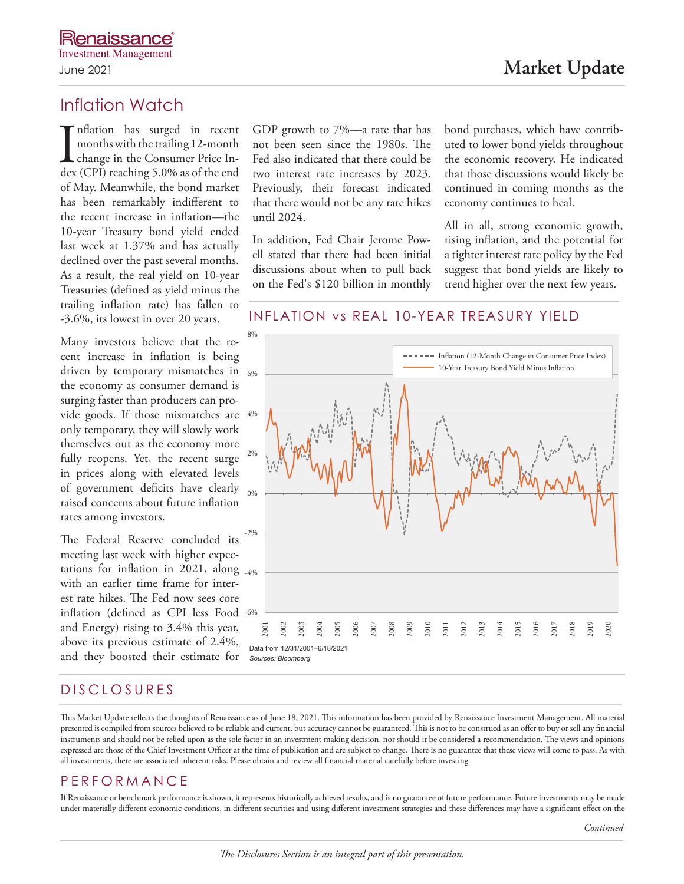Renaissance Investment Management
June 2021

# Market Update

## Inflation Watch

Inflation has surged in recent months with the trailing 12-month change in the Consumer Price Index (CPI) reaching 5.0% as of the end of May. Meanwhile, the bond market has been remarkably indifferent to the recent increase in inflation—the 10-year Treasury bond yield ended last week at 1.37% and has actually declined over the past several months. As a result, the real yield on 10-year Treasuries (defined as yield minus the trailing inflation rate) has fallen to -3.6%, its lowest in over 20 years.

Many investors believe that the recent increase in inflation is being driven by temporary mismatches in the economy as consumer demand is surging faster than producers can provide goods. If those mismatches are only temporary, they will slowly work themselves out as the economy more fully reopens. Yet, the recent surge in prices along with elevated levels of government deficits have clearly raised concerns about future inflation rates among investors.

The Federal Reserve concluded its meeting last week with higher expectations for inflation in 2021, along with an earlier time frame for interest rate hikes. The Fed now sees core inflation (defined as CPI less Food and Energy) rising to 3.4% this year, above its previous estimate of 2.4%, and they boosted their estimate for GDP growth to 7%—a rate that has not been seen since the 1980s. The Fed also indicated that there could be two interest rate increases by 2023. Previously, their forecast indicated that there would not be any rate hikes until 2024.

In addition, Fed Chair Jerome Powell stated that there had been initial discussions about when to pull back on the Fed's $120 billion in monthly bond purchases, which have contributed to lower bond yields throughout the economic recovery. He indicated that those discussions would likely be continued in coming months as the economy continues to heal.

All in all, strong economic growth, rising inflation, and the potential for a tighter interest rate policy by the Fed suggest that bond yields are likely to trend higher over the next few years.

### INFLATION vs REAL 10-YEAR TREASURY YIELD

Legend: Inflation (12-Month Change in Consumer Price Index); 10-Year Treasury Bond Yield Minus Inflation

Data from 12/31/2001–6/18/2021

*Sources: Bloomberg*

## DISCLOSURES

This Market Update reflects the thoughts of Renaissance as of June 18, 2021. This information has been provided by Renaissance Investment Management. All material presented is compiled from sources believed to be reliable and current, but accuracy cannot be guaranteed. This is not to be construed as an offer to buy or sell any financial instruments and should not be relied upon as the sole factor in an investment making decision, nor should it be considered a recommendation. The views and opinions expressed are those of the Chief Investment Officer at the time of publication and are subject to change. There is no guarantee that these views will come to pass. As with all investments, there are associated inherent risks. Please obtain and review all financial material carefully before investing.

## PERFORMANCE

If Renaissance or benchmark performance is shown, it represents historically achieved results, and is no guarantee of future performance. Future investments may be made under materially different economic conditions, in different securities and using different investment strategies and these differences may have a significant effect on the

*Continued*

*The Disclosures Section is an integral part of this presentation.*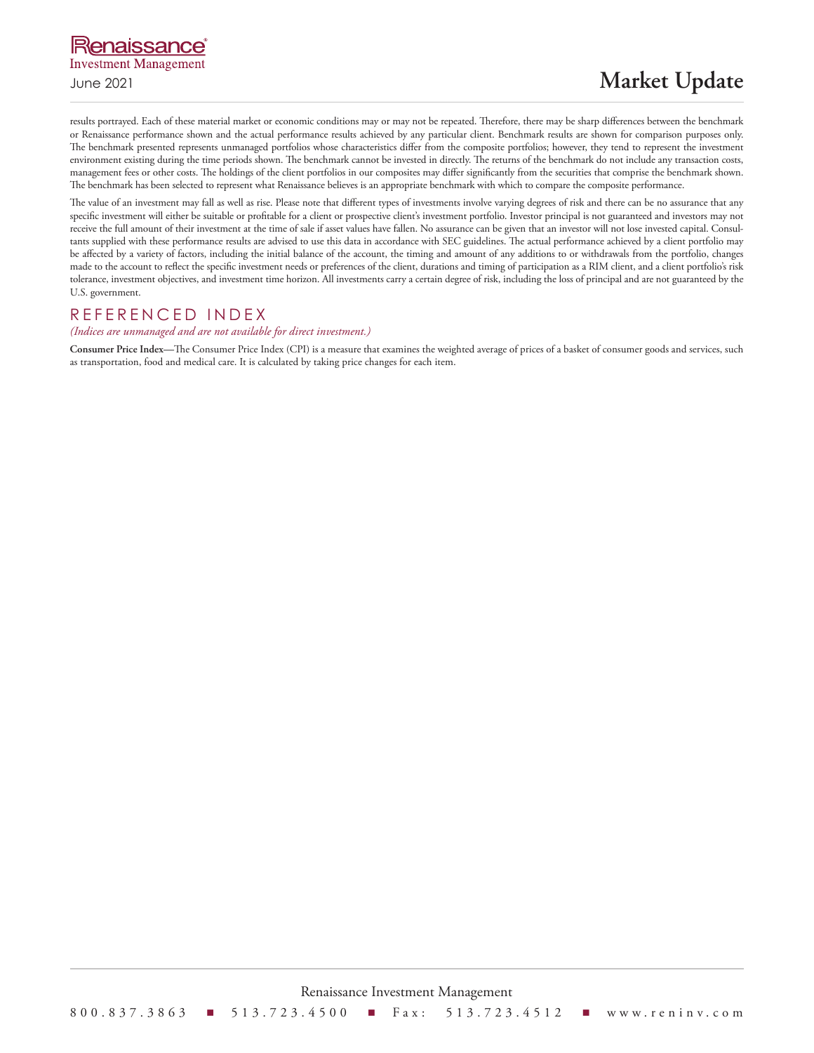results portrayed. Each of these material market or economic conditions may or may not be repeated. Therefore, there may be sharp differences between the benchmark or Renaissance performance shown and the actual performance results achieved by any particular client. Benchmark results are shown for comparison purposes only. The benchmark presented represents unmanaged portfolios whose characteristics differ from the composite portfolios; however, they tend to represent the investment environment existing during the time periods shown. The benchmark cannot be invested in directly. The returns of the benchmark do not include any transaction costs, management fees or other costs. The holdings of the client portfolios in our composites may differ significantly from the securities that comprise the benchmark shown. The benchmark has been selected to represent what Renaissance believes is an appropriate benchmark with which to compare the composite performance.

The value of an investment may fall as well as rise. Please note that different types of investments involve varying degrees of risk and there can be no assurance that any specific investment will either be suitable or profitable for a client or prospective client's investment portfolio. Investor principal is not guaranteed and investors may not receive the full amount of their investment at the time of sale if asset values have fallen. No assurance can be given that an investor will not lose invested capital. Consultants supplied with these performance results are advised to use this data in accordance with SEC guidelines. The actual performance achieved by a client portfolio may be affected by a variety of factors, including the initial balance of the account, the timing and amount of any additions to or withdrawals from the portfolio, changes made to the account to reflect the specific investment needs or preferences of the client, durations and timing of participation as a RIM client, and a client portfolio's risk tolerance, investment objectives, and investment time horizon. All investments carry a certain degree of risk, including the loss of principal and are not guaranteed by the U.S. government.

## REFERENCED INDEX

*(Indices are unmanaged and are not available for direct investment.)*

**Consumer Price Index**—The Consumer Price Index (CPI) is a measure that examines the weighted average of prices of a basket of consumer goods and services, such as transportation, food and medical care. It is calculated by taking price changes for each item.

Renaissance Investment Management

800.837.3863 ■ 513.723.4500 ■ Fax: 513.723.4512 ■ www.reninv.com